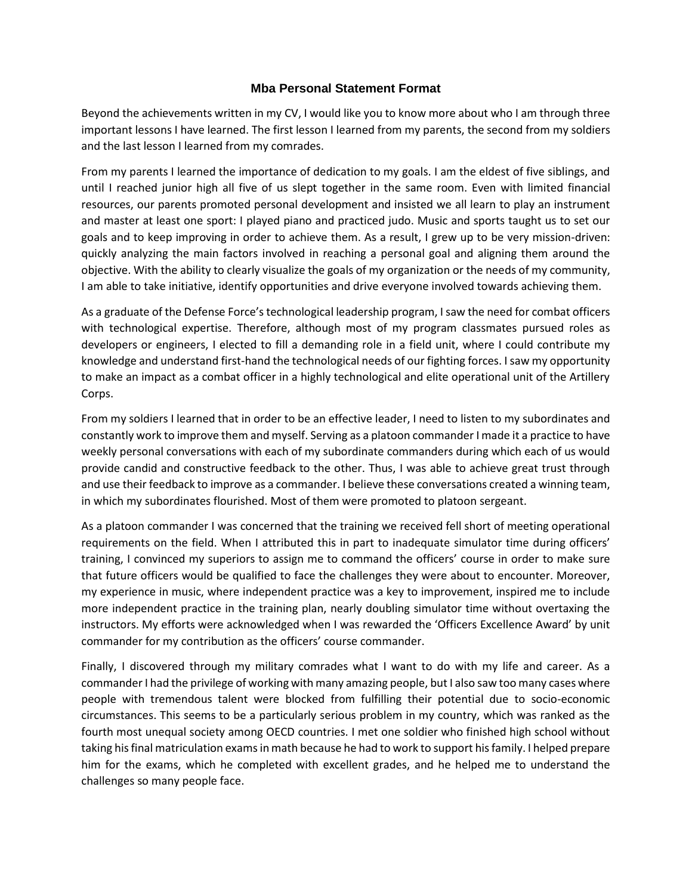# Mba Personal Statement Format

Beyond the achievements written in my CV, I would like you to know more about who I am through three important lessons I have learned. The first lesson I learned from my parents, the second from my soldiers and the last lesson I learned from my comrades.

From my parents I learned the importance of dedication to my goals. I am the eldest of five siblings, and until I reached junior high all five of us slept together in the same room. Even with limited financial resources, our parents promoted personal development and insisted we all learn to play an instrument and master at least one sport: I played piano and practiced judo. Music and sports taught us to set our goals and to keep improving in order to achieve them. As a result, I grew up to be very mission-driven: quickly analyzing the main factors involved in reaching a personal goal and aligning them around the objective. With the ability to clearly visualize the goals of my organization or the needs of my community, I am able to take initiative, identify opportunities and drive everyone involved towards achieving them.

As a graduate of the Defense Force's technological leadership program, I saw the need for combat officers with technological expertise. Therefore, although most of my program classmates pursued roles as developers or engineers, I elected to fill a demanding role in a field unit, where I could contribute my knowledge and understand first-hand the technological needs of our fighting forces. I saw my opportunity to make an impact as a combat officer in a highly technological and elite operational unit of the Artillery Corps.

From my soldiers I learned that in order to be an effective leader, I need to listen to my subordinates and constantly work to improve them and myself. Serving as a platoon commander I made it a practice to have weekly personal conversations with each of my subordinate commanders during which each of us would provide candid and constructive feedback to the other. Thus, I was able to achieve great trust through and use their feedback to improve as a commander. I believe these conversations created a winning team, in which my subordinates flourished. Most of them were promoted to platoon sergeant.

As a platoon commander I was concerned that the training we received fell short of meeting operational requirements on the field. When I attributed this in part to inadequate simulator time during officers' training, I convinced my superiors to assign me to command the officers' course in order to make sure that future officers would be qualified to face the challenges they were about to encounter. Moreover, my experience in music, where independent practice was a key to improvement, inspired me to include more independent practice in the training plan, nearly doubling simulator time without overtaxing the instructors. My efforts were acknowledged when I was rewarded the 'Officers Excellence Award' by unit commander for my contribution as the officers' course commander.

Finally, I discovered through my military comrades what I want to do with my life and career. As a commander I had the privilege of working with many amazing people, but I also saw too many cases where people with tremendous talent were blocked from fulfilling their potential due to socio-economic circumstances. This seems to be a particularly serious problem in my country, which was ranked as the fourth most unequal society among OECD countries. I met one soldier who finished high school without taking his final matriculation exams in math because he had to work to support his family. I helped prepare him for the exams, which he completed with excellent grades, and he helped me to understand the challenges so many people face.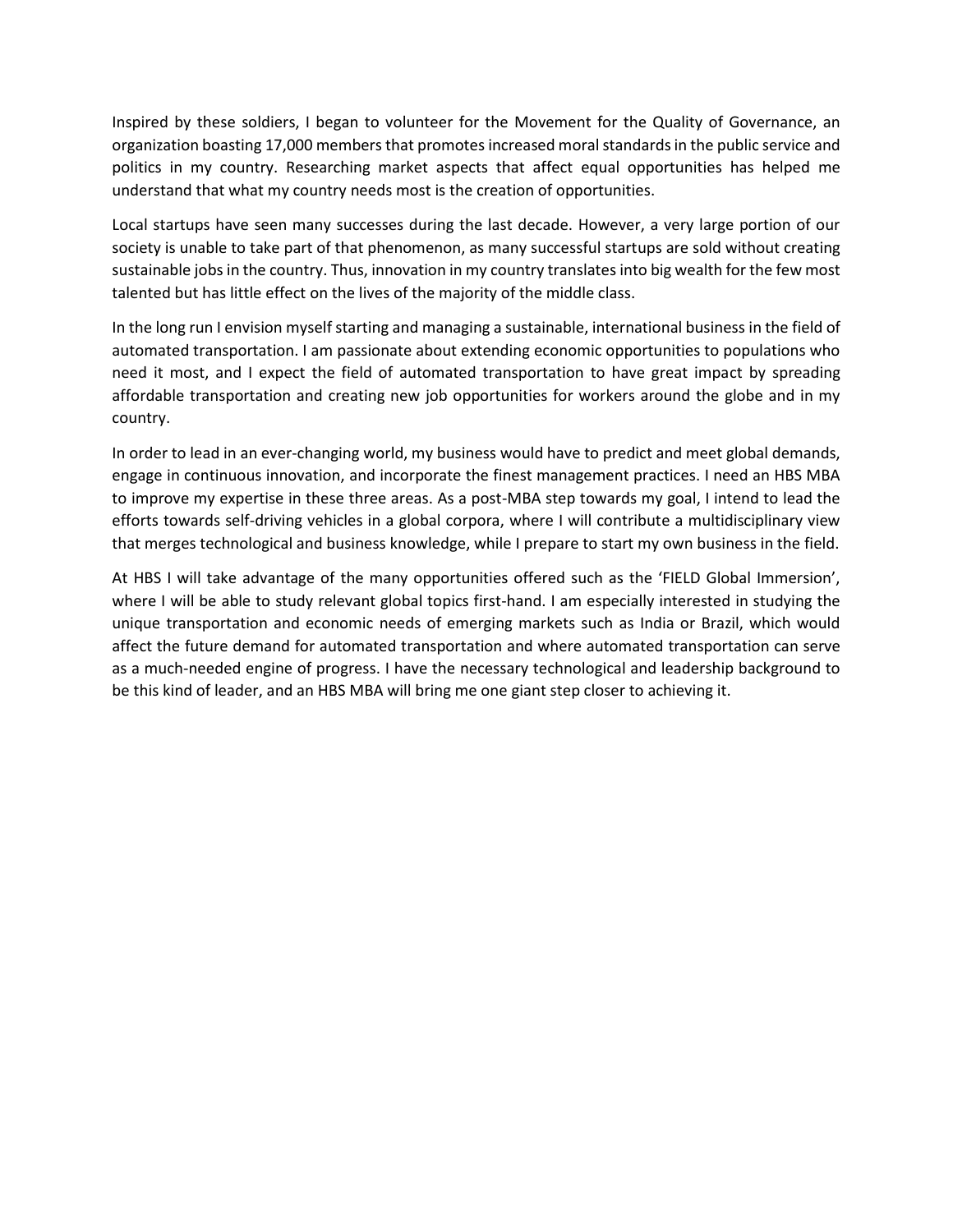Inspired by these soldiers, I began to volunteer for the Movement for the Quality of Governance, an organization boasting 17,000 members that promotes increased moral standards in the public service and politics in my country. Researching market aspects that affect equal opportunities has helped me understand that what my country needs most is the creation of opportunities.

Local startups have seen many successes during the last decade. However, a very large portion of our society is unable to take part of that phenomenon, as many successful startups are sold without creating sustainable jobs in the country. Thus, innovation in my country translates into big wealth for the few most talented but has little effect on the lives of the majority of the middle class.

In the long run I envision myself starting and managing a sustainable, international business in the field of automated transportation. I am passionate about extending economic opportunities to populations who need it most, and I expect the field of automated transportation to have great impact by spreading affordable transportation and creating new job opportunities for workers around the globe and in my country.

In order to lead in an ever-changing world, my business would have to predict and meet global demands, engage in continuous innovation, and incorporate the finest management practices. I need an HBS MBA to improve my expertise in these three areas. As a post-MBA step towards my goal, I intend to lead the efforts towards self-driving vehicles in a global corpora, where I will contribute a multidisciplinary view that merges technological and business knowledge, while I prepare to start my own business in the field.

At HBS I will take advantage of the many opportunities offered such as the 'FIELD Global Immersion', where I will be able to study relevant global topics first-hand. I am especially interested in studying the unique transportation and economic needs of emerging markets such as India or Brazil, which would affect the future demand for automated transportation and where automated transportation can serve as a much-needed engine of progress. I have the necessary technological and leadership background to be this kind of leader, and an HBS MBA will bring me one giant step closer to achieving it.